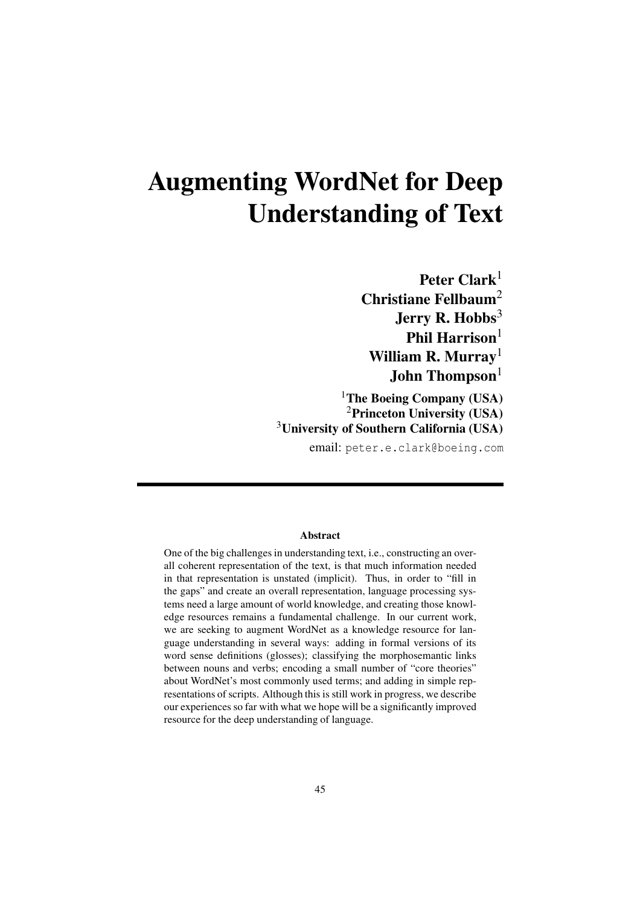# Augmenting WordNet for Deep Understanding of Text

**Peter Clark**[1]
**Christiane Fellbaum**[2]
**Jerry R. Hobbs**[3]
**Phil Harrison**[1]
**William R. Murray**[1]
**John Thompson**[1]

[1]**The Boeing Company (USA)**
[2]**Princeton University (USA)**
[3]**University of Southern California (USA)**

email: peter.e.clark@boeing.com

---

### Abstract

One of the big challenges in understanding text, i.e., constructing an overall coherent representation of the text, is that much information needed in that representation is unstated (implicit). Thus, in order to "fill in the gaps" and create an overall representation, language processing systems need a large amount of world knowledge, and creating those knowledge resources remains a fundamental challenge. In our current work, we are seeking to augment WordNet as a knowledge resource for language understanding in several ways: adding in formal versions of its word sense definitions (glosses); classifying the morphosemantic links between nouns and verbs; encoding a small number of "core theories" about WordNet's most commonly used terms; and adding in simple representations of scripts. Although this is still work in progress, we describe our experiences so far with what we hope will be a significantly improved resource for the deep understanding of language.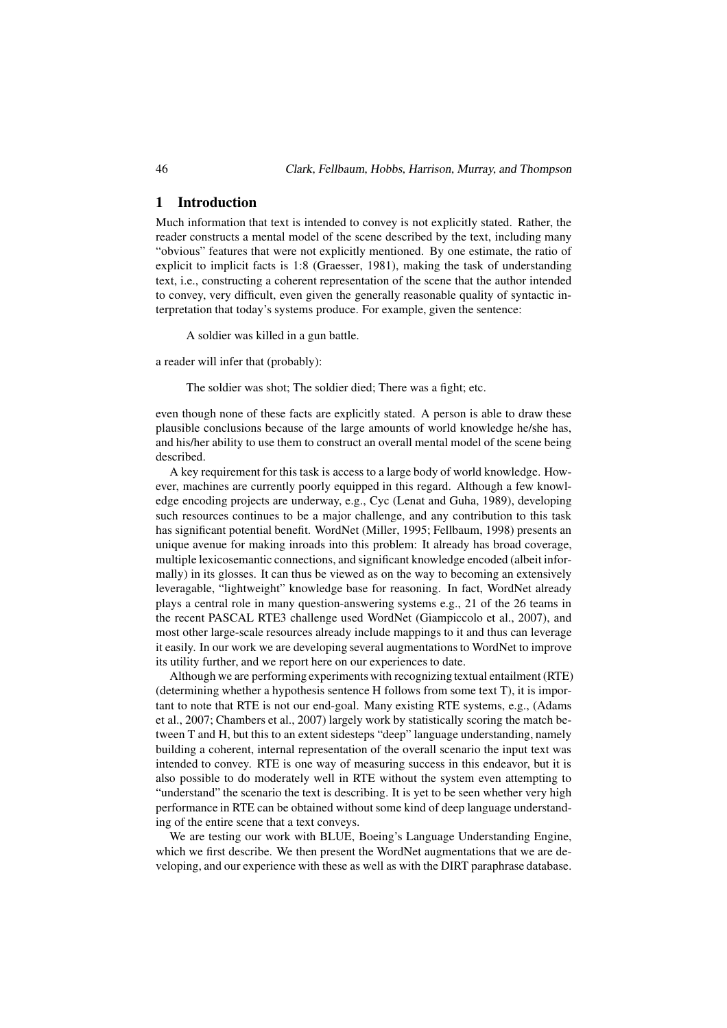## 1 Introduction

Much information that text is intended to convey is not explicitly stated. Rather, the reader constructs a mental model of the scene described by the text, including many "obvious" features that were not explicitly mentioned. By one estimate, the ratio of explicit to implicit facts is 1:8 (Graesser, 1981), making the task of understanding text, i.e., constructing a coherent representation of the scene that the author intended to convey, very difficult, even given the generally reasonable quality of syntactic interpretation that today's systems produce. For example, given the sentence:

> A soldier was killed in a gun battle.

a reader will infer that (probably):

> The soldier was shot; The soldier died; There was a fight; etc.

even though none of these facts are explicitly stated. A person is able to draw these plausible conclusions because of the large amounts of world knowledge he/she has, and his/her ability to use them to construct an overall mental model of the scene being described.

A key requirement for this task is access to a large body of world knowledge. However, machines are currently poorly equipped in this regard. Although a few knowledge encoding projects are underway, e.g., Cyc (Lenat and Guha, 1989), developing such resources continues to be a major challenge, and any contribution to this task has significant potential benefit. WordNet (Miller, 1995; Fellbaum, 1998) presents an unique avenue for making inroads into this problem: It already has broad coverage, multiple lexicosemantic connections, and significant knowledge encoded (albeit informally) in its glosses. It can thus be viewed as on the way to becoming an extensively leveragable, "lightweight" knowledge base for reasoning. In fact, WordNet already plays a central role in many question-answering systems e.g., 21 of the 26 teams in the recent PASCAL RTE3 challenge used WordNet (Giampiccolo et al., 2007), and most other large-scale resources already include mappings to it and thus can leverage it easily. In our work we are developing several augmentations to WordNet to improve its utility further, and we report here on our experiences to date.

Although we are performing experiments with recognizing textual entailment (RTE) (determining whether a hypothesis sentence H follows from some text T), it is important to note that RTE is not our end-goal. Many existing RTE systems, e.g., (Adams et al., 2007; Chambers et al., 2007) largely work by statistically scoring the match between T and H, but this to an extent sidesteps "deep" language understanding, namely building a coherent, internal representation of the overall scenario the input text was intended to convey. RTE is one way of measuring success in this endeavor, but it is also possible to do moderately well in RTE without the system even attempting to "understand" the scenario the text is describing. It is yet to be seen whether very high performance in RTE can be obtained without some kind of deep language understanding of the entire scene that a text conveys.

We are testing our work with BLUE, Boeing's Language Understanding Engine, which we first describe. We then present the WordNet augmentations that we are developing, and our experience with these as well as with the DIRT paraphrase database.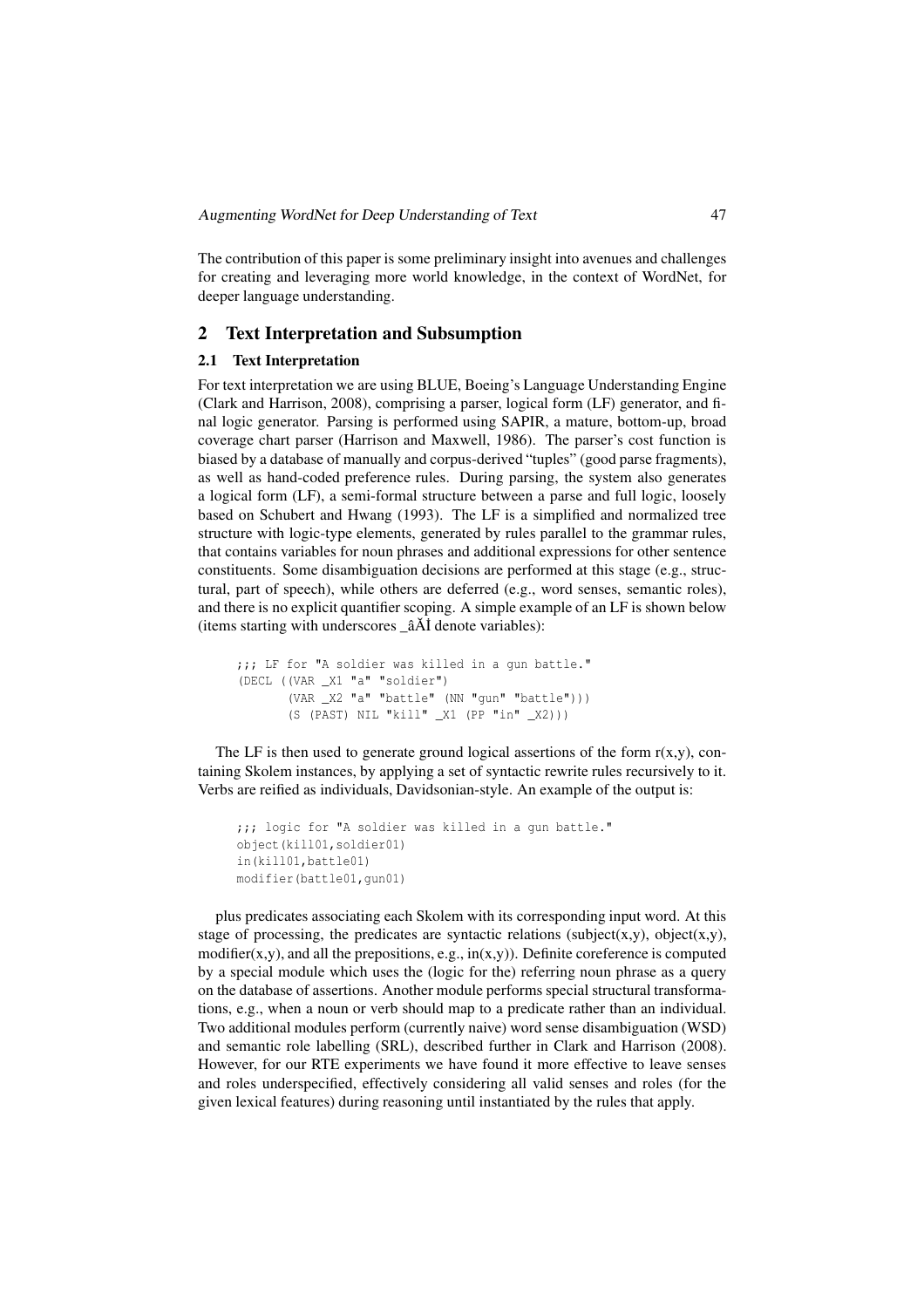The contribution of this paper is some preliminary insight into avenues and challenges for creating and leveraging more world knowledge, in the context of WordNet, for deeper language understanding.

## 2 Text Interpretation and Subsumption

### 2.1 Text Interpretation

For text interpretation we are using BLUE, Boeing's Language Understanding Engine (Clark and Harrison, 2008), comprising a parser, logical form (LF) generator, and final logic generator. Parsing is performed using SAPIR, a mature, bottom-up, broad coverage chart parser (Harrison and Maxwell, 1986). The parser's cost function is biased by a database of manually and corpus-derived "tuples" (good parse fragments), as well as hand-coded preference rules. During parsing, the system also generates a logical form (LF), a semi-formal structure between a parse and full logic, loosely based on Schubert and Hwang (1993). The LF is a simplified and normalized tree structure with logic-type elements, generated by rules parallel to the grammar rules, that contains variables for noun phrases and additional expressions for other sentence constituents. Some disambiguation decisions are performed at this stage (e.g., structural, part of speech), while others are deferred (e.g., word senses, semantic roles), and there is no explicit quantifier scoping. A simple example of an LF is shown below (items starting with underscores _âĂİ denote variables):

```
;;; LF for "A soldier was killed in a gun battle."
(DECL ((VAR _X1 "a" "soldier")
       (VAR _X2 "a" "battle" (NN "gun" "battle")))
       (S (PAST) NIL "kill" _X1 (PP "in" _X2)))
```

The LF is then used to generate ground logical assertions of the form r(x,y), containing Skolem instances, by applying a set of syntactic rewrite rules recursively to it. Verbs are reified as individuals, Davidsonian-style. An example of the output is:

```
;;; logic for "A soldier was killed in a gun battle."
object(kill01,soldier01)
in(kill01,battle01)
modifier(battle01,gun01)
```

plus predicates associating each Skolem with its corresponding input word. At this stage of processing, the predicates are syntactic relations (subject(x,y), object(x,y), modifier(x,y), and all the prepositions, e.g., in(x,y)). Definite coreference is computed by a special module which uses the (logic for the) referring noun phrase as a query on the database of assertions. Another module performs special structural transformations, e.g., when a noun or verb should map to a predicate rather than an individual. Two additional modules perform (currently naive) word sense disambiguation (WSD) and semantic role labelling (SRL), described further in Clark and Harrison (2008). However, for our RTE experiments we have found it more effective to leave senses and roles underspecified, effectively considering all valid senses and roles (for the given lexical features) during reasoning until instantiated by the rules that apply.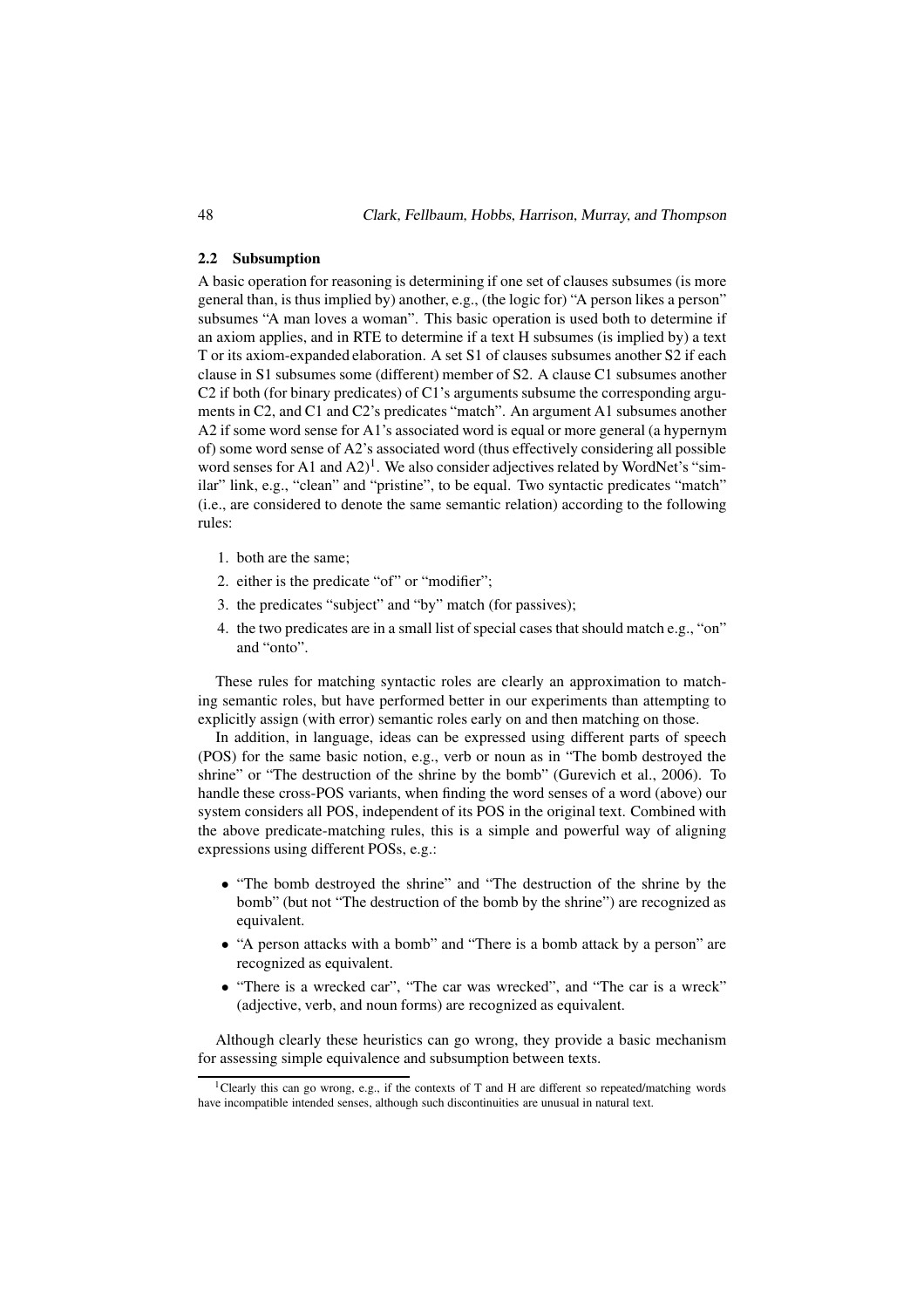### 2.2 Subsumption

A basic operation for reasoning is determining if one set of clauses subsumes (is more general than, is thus implied by) another, e.g., (the logic for) "A person likes a person" subsumes "A man loves a woman". This basic operation is used both to determine if an axiom applies, and in RTE to determine if a text H subsumes (is implied by) a text T or its axiom-expanded elaboration. A set S1 of clauses subsumes another S2 if each clause in S1 subsumes some (different) member of S2. A clause C1 subsumes another C2 if both (for binary predicates) of C1's arguments subsume the corresponding arguments in C2, and C1 and C2's predicates "match". An argument A1 subsumes another A2 if some word sense for A1's associated word is equal or more general (a hypernym of) some word sense of A2's associated word (thus effectively considering all possible word senses for A1 and A2)[1]. We also consider adjectives related by WordNet's "similar" link, e.g., "clean" and "pristine", to be equal. Two syntactic predicates "match" (i.e., are considered to denote the same semantic relation) according to the following rules:

1. both are the same;
2. either is the predicate "of" or "modifier";
3. the predicates "subject" and "by" match (for passives);
4. the two predicates are in a small list of special cases that should match e.g., "on" and "onto".

These rules for matching syntactic roles are clearly an approximation to matching semantic roles, but have performed better in our experiments than attempting to explicitly assign (with error) semantic roles early on and then matching on those.

In addition, in language, ideas can be expressed using different parts of speech (POS) for the same basic notion, e.g., verb or noun as in "The bomb destroyed the shrine" or "The destruction of the shrine by the bomb" (Gurevich et al., 2006). To handle these cross-POS variants, when finding the word senses of a word (above) our system considers all POS, independent of its POS in the original text. Combined with the above predicate-matching rules, this is a simple and powerful way of aligning expressions using different POSs, e.g.:

- "The bomb destroyed the shrine" and "The destruction of the shrine by the bomb" (but not "The destruction of the bomb by the shrine") are recognized as equivalent.
- "A person attacks with a bomb" and "There is a bomb attack by a person" are recognized as equivalent.
- "There is a wrecked car", "The car was wrecked", and "The car is a wreck" (adjective, verb, and noun forms) are recognized as equivalent.

Although clearly these heuristics can go wrong, they provide a basic mechanism for assessing simple equivalence and subsumption between texts.

[1] Clearly this can go wrong, e.g., if the contexts of T and H are different so repeated/matching words have incompatible intended senses, although such discontinuities are unusual in natural text.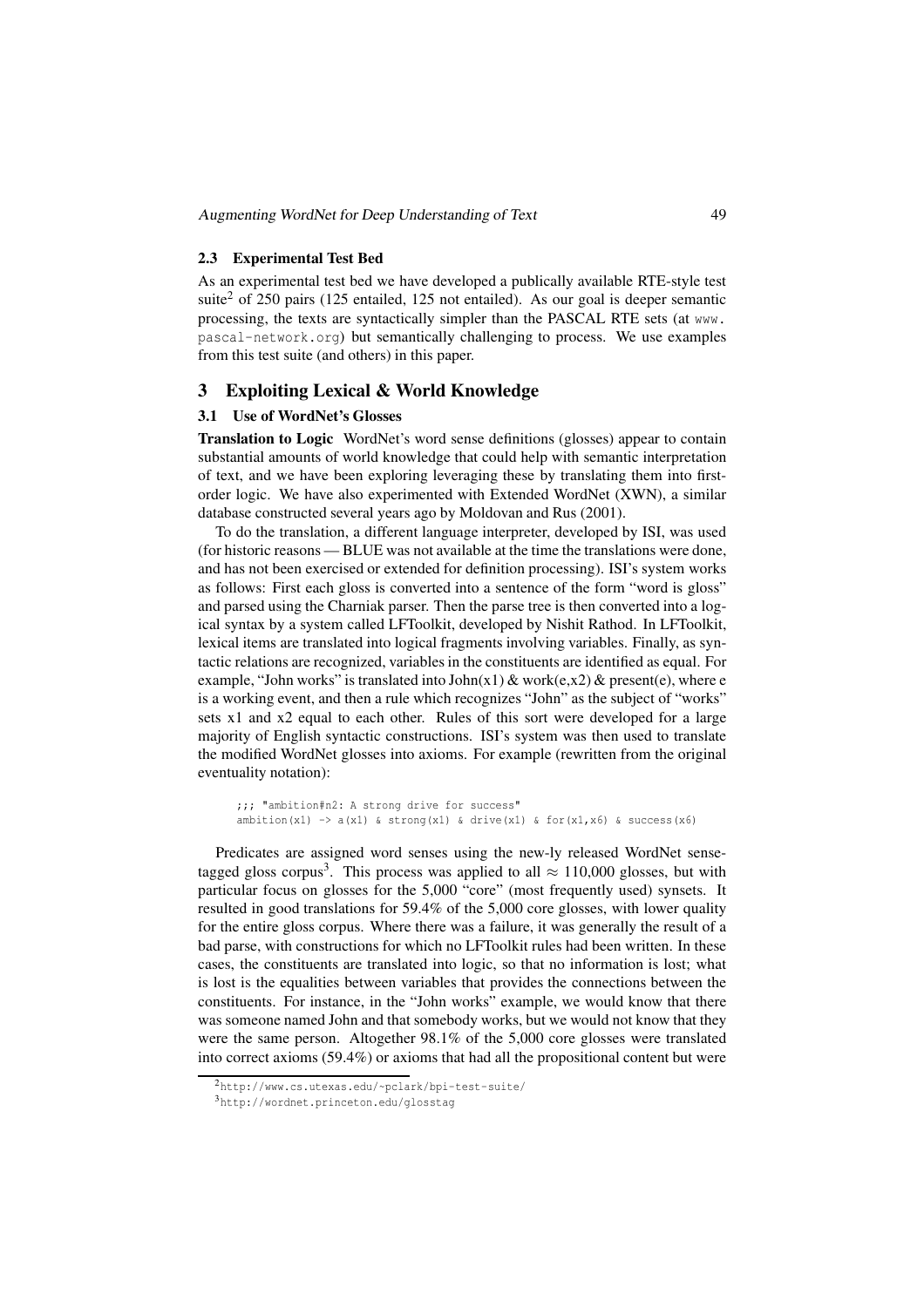### 2.3 Experimental Test Bed

As an experimental test bed we have developed a publically available RTE-style test suite[2] of 250 pairs (125 entailed, 125 not entailed). As our goal is deeper semantic processing, the texts are syntactically simpler than the PASCAL RTE sets (at www.pascal-network.org) but semantically challenging to process. We use examples from this test suite (and others) in this paper.

## 3 Exploiting Lexical & World Knowledge

### 3.1 Use of WordNet's Glosses

**Translation to Logic** WordNet's word sense definitions (glosses) appear to contain substantial amounts of world knowledge that could help with semantic interpretation of text, and we have been exploring leveraging these by translating them into first-order logic. We have also experimented with Extended WordNet (XWN), a similar database constructed several years ago by Moldovan and Rus (2001).

To do the translation, a different language interpreter, developed by ISI, was used (for historic reasons — BLUE was not available at the time the translations were done, and has not been exercised or extended for definition processing). ISI's system works as follows: First each gloss is converted into a sentence of the form "word is gloss" and parsed using the Charniak parser. Then the parse tree is then converted into a logical syntax by a system called LFToolkit, developed by Nishit Rathod. In LFToolkit, lexical items are translated into logical fragments involving variables. Finally, as syntactic relations are recognized, variables in the constituents are identified as equal. For example, "John works" is translated into John(x1) & work(e,x2) & present(e), where e is a working event, and then a rule which recognizes "John" as the subject of "works" sets x1 and x2 equal to each other. Rules of this sort were developed for a large majority of English syntactic constructions. ISI's system was then used to translate the modified WordNet glosses into axioms. For example (rewritten from the original eventuality notation):

```
;;; "ambition#n2: A strong drive for success"
ambition(x1) -> a(x1) & strong(x1) & drive(x1) & for(x1,x6) & success(x6)
```

Predicates are assigned word senses using the new-ly released WordNet sense-tagged gloss corpus[3]. This process was applied to all $\approx$ 110,000 glosses, but with particular focus on glosses for the 5,000 "core" (most frequently used) synsets. It resulted in good translations for 59.4% of the 5,000 core glosses, with lower quality for the entire gloss corpus. Where there was a failure, it was generally the result of a bad parse, with constructions for which no LFToolkit rules had been written. In these cases, the constituents are translated into logic, so that no information is lost; what is lost is the equalities between variables that provides the connections between the constituents. For instance, in the "John works" example, we would know that there was someone named John and that somebody works, but we would not know that they were the same person. Altogether 98.1% of the 5,000 core glosses were translated into correct axioms (59.4%) or axioms that had all the propositional content but were

[2] http://www.cs.utexas.edu/~pclark/bpi-test-suite/

[3] http://wordnet.princeton.edu/glosstag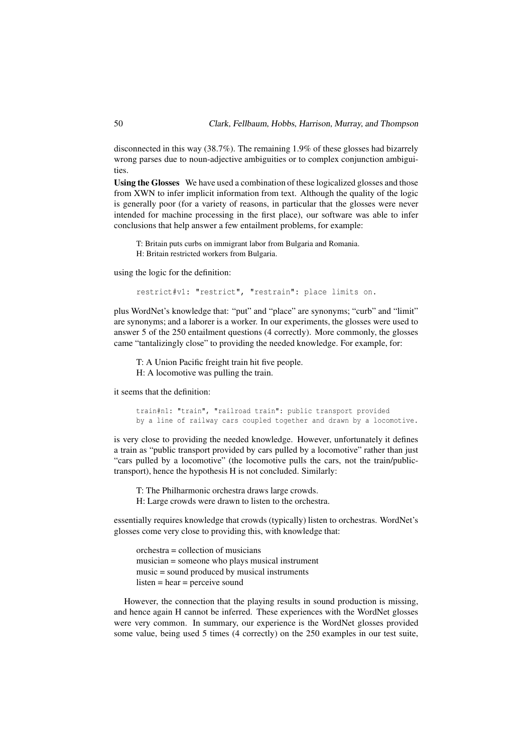disconnected in this way (38.7%). The remaining 1.9% of these glosses had bizarrely wrong parses due to noun-adjective ambiguities or to complex conjunction ambiguities.

**Using the Glosses** We have used a combination of these logicalized glosses and those from XWN to infer implicit information from text. Although the quality of the logic is generally poor (for a variety of reasons, in particular that the glosses were never intended for machine processing in the first place), our software was able to infer conclusions that help answer a few entailment problems, for example:

> T: Britain puts curbs on immigrant labor from Bulgaria and Romania.
> H: Britain restricted workers from Bulgaria.

using the logic for the definition:

```
restrict#v1: "restrict", "restrain": place limits on.
```

plus WordNet's knowledge that: "put" and "place" are synonyms; "curb" and "limit" are synonyms; and a laborer is a worker. In our experiments, the glosses were used to answer 5 of the 250 entailment questions (4 correctly). More commonly, the glosses came "tantalizingly close" to providing the needed knowledge. For example, for:

> T: A Union Pacific freight train hit five people.
> H: A locomotive was pulling the train.

it seems that the definition:

```
train#n1: "train", "railroad train": public transport provided
by a line of railway cars coupled together and drawn by a locomotive.
```

is very close to providing the needed knowledge. However, unfortunately it defines a train as "public transport provided by cars pulled by a locomotive" rather than just "cars pulled by a locomotive" (the locomotive pulls the cars, not the train/public-transport), hence the hypothesis H is not concluded. Similarly:

> T: The Philharmonic orchestra draws large crowds.
> H: Large crowds were drawn to listen to the orchestra.

essentially requires knowledge that crowds (typically) listen to orchestras. WordNet's glosses come very close to providing this, with knowledge that:

> orchestra = collection of musicians
> musician = someone who plays musical instrument
> music = sound produced by musical instruments
> listen = hear = perceive sound

However, the connection that the playing results in sound production is missing, and hence again H cannot be inferred. These experiences with the WordNet glosses were very common. In summary, our experience is the WordNet glosses provided some value, being used 5 times (4 correctly) on the 250 examples in our test suite,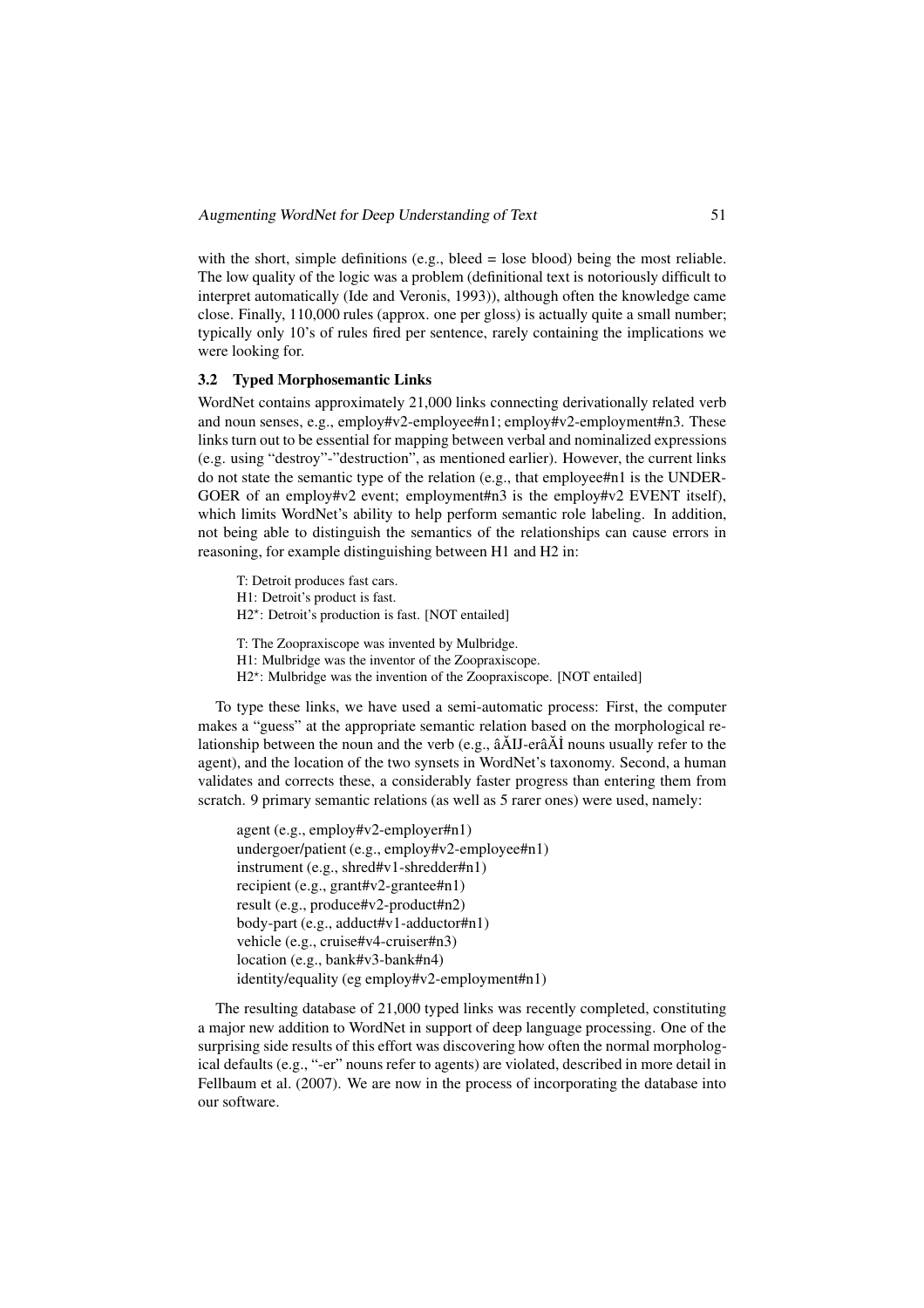with the short, simple definitions (e.g., bleed = lose blood) being the most reliable. The low quality of the logic was a problem (definitional text is notoriously difficult to interpret automatically (Ide and Veronis, 1993)), although often the knowledge came close. Finally, 110,000 rules (approx. one per gloss) is actually quite a small number; typically only 10's of rules fired per sentence, rarely containing the implications we were looking for.

### 3.2 Typed Morphosemantic Links

WordNet contains approximately 21,000 links connecting derivationally related verb and noun senses, e.g., employ#v2-employee#n1; employ#v2-employment#n3. These links turn out to be essential for mapping between verbal and nominalized expressions (e.g. using "destroy"-"destruction", as mentioned earlier). However, the current links do not state the semantic type of the relation (e.g., that employee#n1 is the UNDERGOER of an employ#v2 event; employment#n3 is the employ#v2 EVENT itself), which limits WordNet's ability to help perform semantic role labeling. In addition, not being able to distinguish the semantics of the relationships can cause errors in reasoning, for example distinguishing between H1 and H2 in:

T: Detroit produces fast cars.
H1: Detroit's product is fast.
H2*: Detroit's production is fast. [NOT entailed]

T: The Zoopraxiscope was invented by Mulbridge.
H1: Mulbridge was the inventor of the Zoopraxiscope.
H2*: Mulbridge was the invention of the Zoopraxiscope. [NOT entailed]

To type these links, we have used a semi-automatic process: First, the computer makes a "guess" at the appropriate semantic relation based on the morphological relationship between the noun and the verb (e.g., âĂIJ-erâĂİ nouns usually refer to the agent), and the location of the two synsets in WordNet's taxonomy. Second, a human validates and corrects these, a considerably faster progress than entering them from scratch. 9 primary semantic relations (as well as 5 rarer ones) were used, namely:

agent (e.g., employ#v2-employer#n1)
undergoer/patient (e.g., employ#v2-employee#n1)
instrument (e.g., shred#v1-shredder#n1)
recipient (e.g., grant#v2-grantee#n1)
result (e.g., produce#v2-product#n2)
body-part (e.g., adduct#v1-adductor#n1)
vehicle (e.g., cruise#v4-cruiser#n3)
location (e.g., bank#v3-bank#n4)
identity/equality (eg employ#v2-employment#n1)

The resulting database of 21,000 typed links was recently completed, constituting a major new addition to WordNet in support of deep language processing. One of the surprising side results of this effort was discovering how often the normal morphological defaults (e.g., "-er" nouns refer to agents) are violated, described in more detail in Fellbaum et al. (2007). We are now in the process of incorporating the database into our software.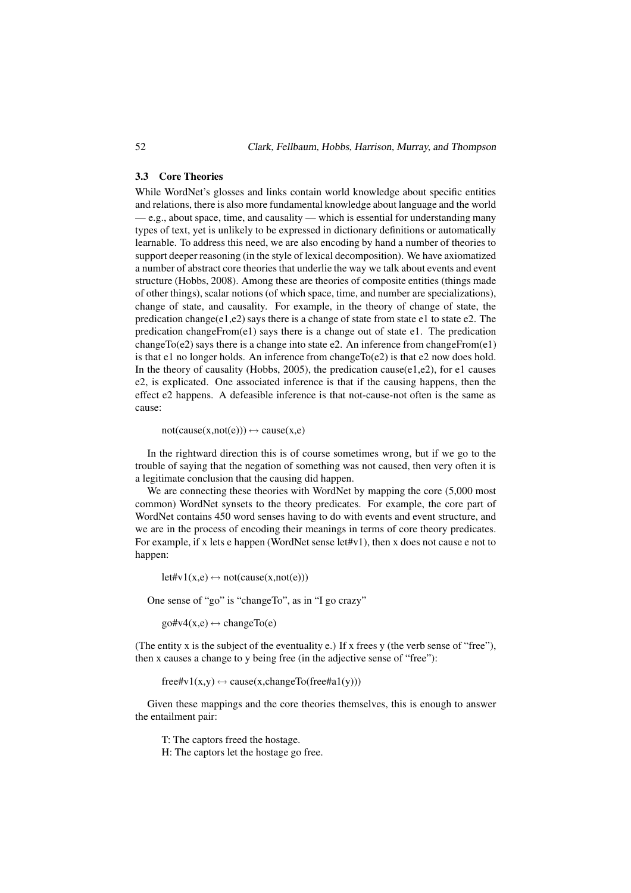### 3.3 Core Theories

While WordNet's glosses and links contain world knowledge about specific entities and relations, there is also more fundamental knowledge about language and the world — e.g., about space, time, and causality — which is essential for understanding many types of text, yet is unlikely to be expressed in dictionary definitions or automatically learnable. To address this need, we are also encoding by hand a number of theories to support deeper reasoning (in the style of lexical decomposition). We have axiomatized a number of abstract core theories that underlie the way we talk about events and event structure (Hobbs, 2008). Among these are theories of composite entities (things made of other things), scalar notions (of which space, time, and number are specializations), change of state, and causality. For example, in the theory of change of state, the predication change(e1,e2) says there is a change of state from state e1 to state e2. The predication changeFrom(e1) says there is a change out of state e1. The predication changeTo(e2) says there is a change into state e2. An inference from changeFrom(e1) is that e1 no longer holds. An inference from changeTo(e2) is that e2 now does hold. In the theory of causality (Hobbs, 2005), the predication cause(e1,e2), for e1 causes e2, is explicated. One associated inference is that if the causing happens, then the effect e2 happens. A defeasible inference is that not-cause-not often is the same as cause:

not(cause(x,not(e))) ↔ cause(x,e)

In the rightward direction this is of course sometimes wrong, but if we go to the trouble of saying that the negation of something was not caused, then very often it is a legitimate conclusion that the causing did happen.

We are connecting these theories with WordNet by mapping the core (5,000 most common) WordNet synsets to the theory predicates. For example, the core part of WordNet contains 450 word senses having to do with events and event structure, and we are in the process of encoding their meanings in terms of core theory predicates. For example, if x lets e happen (WordNet sense let#v1), then x does not cause e not to happen:

let#v1(x,e) ↔ not(cause(x,not(e)))

One sense of "go" is "changeTo", as in "I go crazy"

go#v4(x,e) ↔ changeTo(e)

(The entity x is the subject of the eventuality e.) If x frees y (the verb sense of "free"), then x causes a change to y being free (in the adjective sense of "free"):

free#v1(x,y) ↔ cause(x,changeTo(free#a1(y)))

Given these mappings and the core theories themselves, this is enough to answer the entailment pair:

T: The captors freed the hostage.
H: The captors let the hostage go free.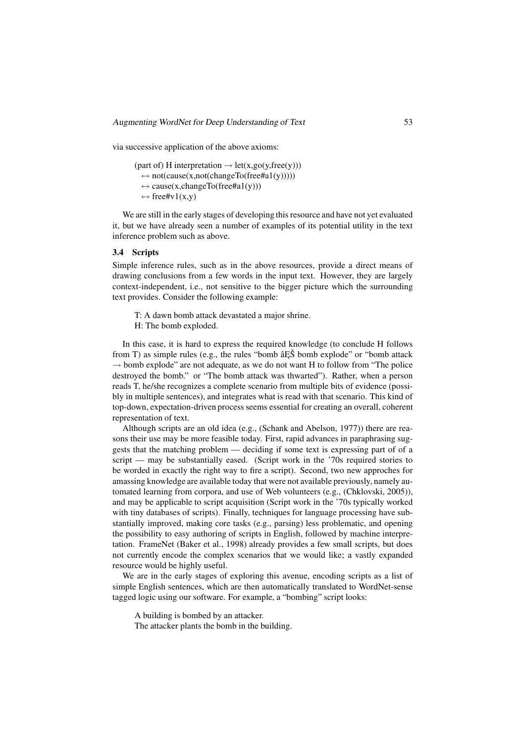via successive application of the above axioms:

(part of) H interpretation → let(x,go(y,free(y)))
  ↔ not(cause(x,not(changeTo(free#a1(y)))))
  ↔ cause(x,changeTo(free#a1(y)))
  ↔ free#v1(x,y)

We are still in the early stages of developing this resource and have not yet evaluated it, but we have already seen a number of examples of its potential utility in the text inference problem such as above.

### 3.4 Scripts

Simple inference rules, such as in the above resources, provide a direct means of drawing conclusions from a few words in the input text. However, they are largely context-independent, i.e., not sensitive to the bigger picture which the surrounding text provides. Consider the following example:

T: A dawn bomb attack devastated a major shrine.
H: The bomb exploded.

In this case, it is hard to express the required knowledge (to conclude H follows from T) as simple rules (e.g., the rules "bomb âĘŠ bomb explode" or "bomb attack → bomb explode" are not adequate, as we do not want H to follow from "The police destroyed the bomb." or "The bomb attack was thwarted"). Rather, when a person reads T, he/she recognizes a complete scenario from multiple bits of evidence (possibly in multiple sentences), and integrates what is read with that scenario. This kind of top-down, expectation-driven process seems essential for creating an overall, coherent representation of text.

Although scripts are an old idea (e.g., (Schank and Abelson, 1977)) there are reasons their use may be more feasible today. First, rapid advances in paraphrasing suggests that the matching problem — deciding if some text is expressing part of of a script — may be substantially eased. (Script work in the '70s required stories to be worded in exactly the right way to fire a script). Second, two new approches for amassing knowledge are available today that were not available previously, namely automated learning from corpora, and use of Web volunteers (e.g., (Chklovski, 2005)), and may be applicable to script acquisition (Script work in the '70s typically worked with tiny databases of scripts). Finally, techniques for language processing have substantially improved, making core tasks (e.g., parsing) less problematic, and opening the possibility to easy authoring of scripts in English, followed by machine interpretation. FrameNet (Baker et al., 1998) already provides a few small scripts, but does not currently encode the complex scenarios that we would like; a vastly expanded resource would be highly useful.

We are in the early stages of exploring this avenue, encoding scripts as a list of simple English sentences, which are then automatically translated to WordNet-sense tagged logic using our software. For example, a "bombing" script looks:

A building is bombed by an attacker.
The attacker plants the bomb in the building.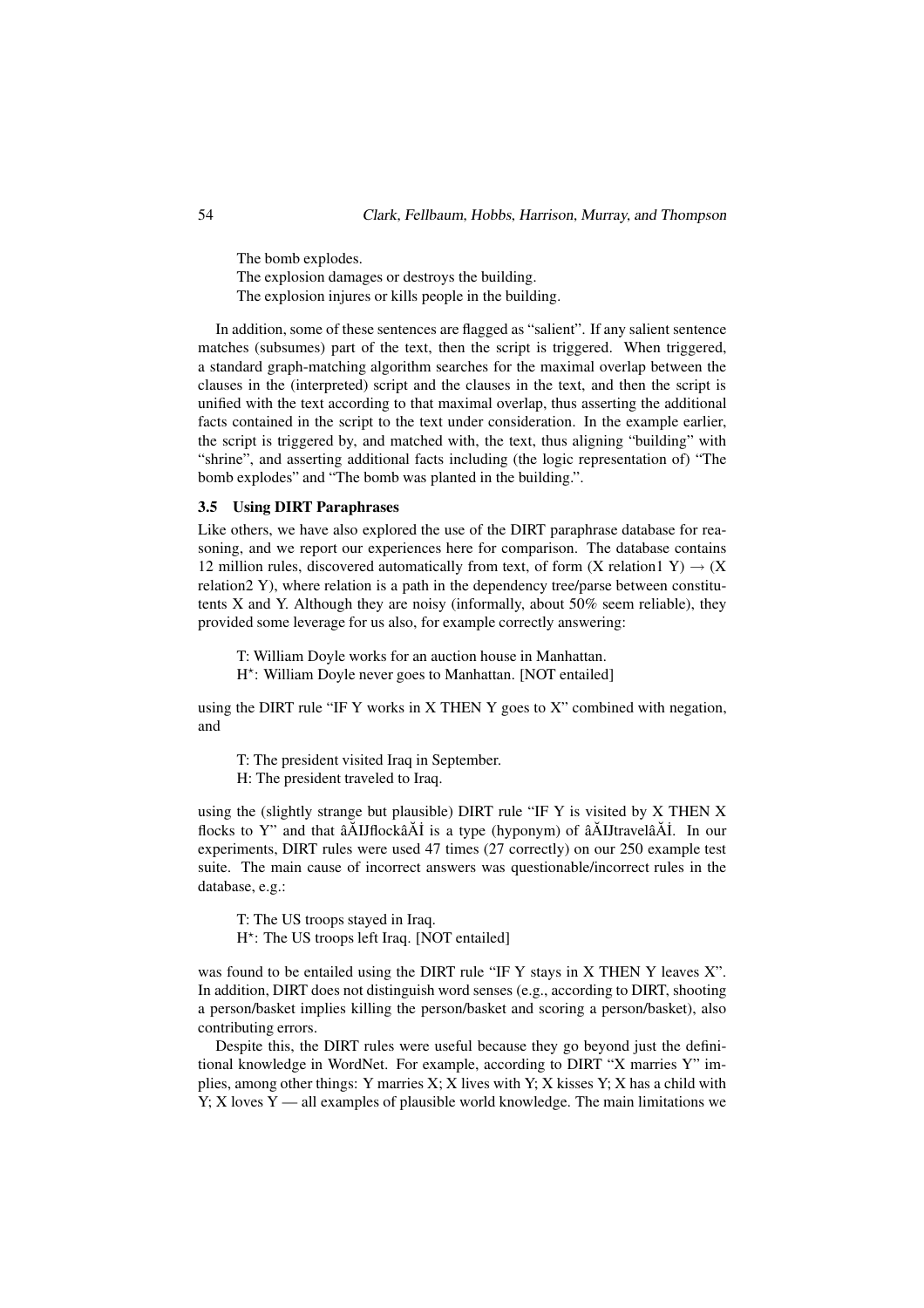The bomb explodes.
The explosion damages or destroys the building.
The explosion injures or kills people in the building.

In addition, some of these sentences are flagged as "salient". If any salient sentence matches (subsumes) part of the text, then the script is triggered. When triggered, a standard graph-matching algorithm searches for the maximal overlap between the clauses in the (interpreted) script and the clauses in the text, and then the script is unified with the text according to that maximal overlap, thus asserting the additional facts contained in the script to the text under consideration. In the example earlier, the script is triggered by, and matched with, the text, thus aligning "building" with "shrine", and asserting additional facts including (the logic representation of) "The bomb explodes" and "The bomb was planted in the building.".

### 3.5 Using DIRT Paraphrases

Like others, we have also explored the use of the DIRT paraphrase database for reasoning, and we report our experiences here for comparison. The database contains 12 million rules, discovered automatically from text, of form (X relation1 Y) $\rightarrow$ (X relation2 Y), where relation is a path in the dependency tree/parse between constitutents X and Y. Although they are noisy (informally, about 50% seem reliable), they provided some leverage for us also, for example correctly answering:

T: William Doyle works for an auction house in Manhattan.
H*: William Doyle never goes to Manhattan. [NOT entailed]

using the DIRT rule "IF Y works in X THEN Y goes to X" combined with negation, and

T: The president visited Iraq in September.
H: The president traveled to Iraq.

using the (slightly strange but plausible) DIRT rule "IF Y is visited by X THEN X flocks to Y" and that âĂIJflockâĂİ is a type (hyponym) of âĂIJtravelâĂİ. In our experiments, DIRT rules were used 47 times (27 correctly) on our 250 example test suite. The main cause of incorrect answers was questionable/incorrect rules in the database, e.g.:

T: The US troops stayed in Iraq.
H*: The US troops left Iraq. [NOT entailed]

was found to be entailed using the DIRT rule "IF Y stays in X THEN Y leaves X". In addition, DIRT does not distinguish word senses (e.g., according to DIRT, shooting a person/basket implies killing the person/basket and scoring a person/basket), also contributing errors.

Despite this, the DIRT rules were useful because they go beyond just the definitional knowledge in WordNet. For example, according to DIRT "X marries Y" implies, among other things: Y marries X; X lives with Y; X kisses Y; X has a child with Y; X loves Y — all examples of plausible world knowledge. The main limitations we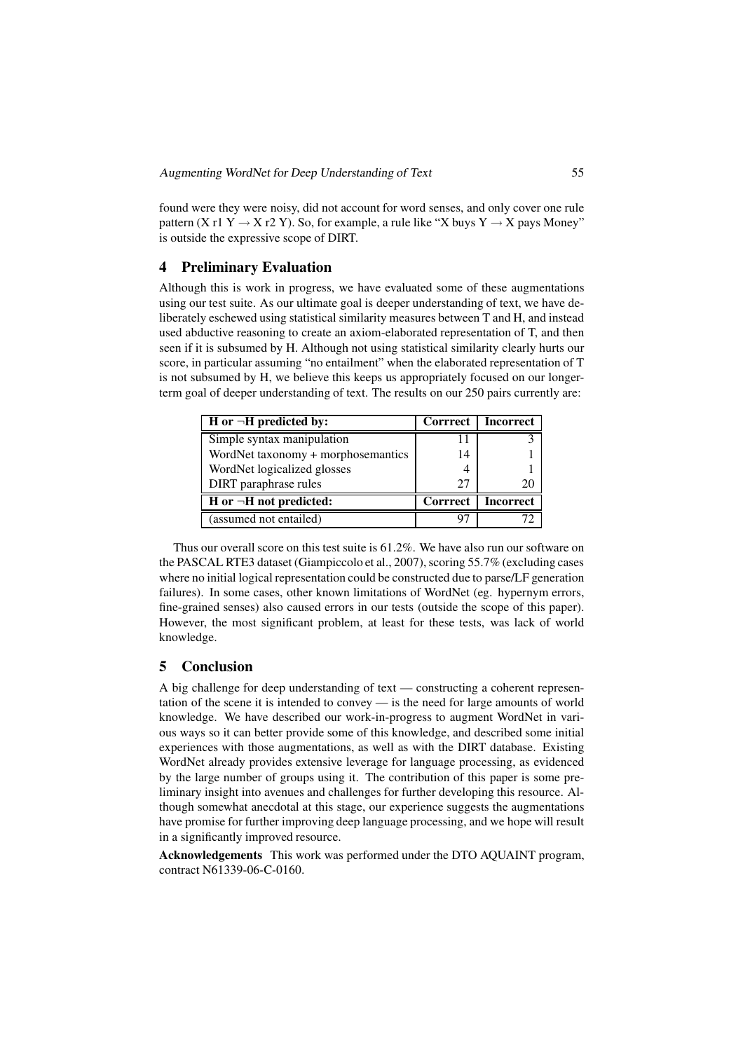found were they were noisy, did not account for word senses, and only cover one rule pattern (X r1 Y → X r2 Y). So, for example, a rule like "X buys Y → X pays Money" is outside the expressive scope of DIRT.

## 4 Preliminary Evaluation

Although this is work in progress, we have evaluated some of these augmentations using our test suite. As our ultimate goal is deeper understanding of text, we have deliberately eschewed using statistical similarity measures between T and H, and instead used abductive reasoning to create an axiom-elaborated representation of T, and then seen if it is subsumed by H. Although not using statistical similarity clearly hurts our score, in particular assuming "no entailment" when the elaborated representation of T is not subsumed by H, we believe this keeps us appropriately focused on our longer-term goal of deeper understanding of text. The results on our 250 pairs currently are:

| **H or ¬H predicted by:** | **Corrrect** | **Incorrect** |
|---|---|---|
| Simple syntax manipulation | 11 | 3 |
| WordNet taxonomy + morphosemantics | 14 | 1 |
| WordNet logicalized glosses | 4 | 1 |
| DIRT paraphrase rules | 27 | 20 |
| **H or ¬H not predicted:** | **Corrrect** | **Incorrect** |
| (assumed not entailed) | 97 | 72 |

Thus our overall score on this test suite is 61.2%. We have also run our software on the PASCAL RTE3 dataset (Giampiccolo et al., 2007), scoring 55.7% (excluding cases where no initial logical representation could be constructed due to parse/LF generation failures). In some cases, other known limitations of WordNet (eg. hypernym errors, fine-grained senses) also caused errors in our tests (outside the scope of this paper). However, the most significant problem, at least for these tests, was lack of world knowledge.

## 5 Conclusion

A big challenge for deep understanding of text — constructing a coherent representation of the scene it is intended to convey — is the need for large amounts of world knowledge. We have described our work-in-progress to augment WordNet in various ways so it can better provide some of this knowledge, and described some initial experiences with those augmentations, as well as with the DIRT database. Existing WordNet already provides extensive leverage for language processing, as evidenced by the large number of groups using it. The contribution of this paper is some preliminary insight into avenues and challenges for further developing this resource. Although somewhat anecdotal at this stage, our experience suggests the augmentations have promise for further improving deep language processing, and we hope will result in a significantly improved resource.

**Acknowledgements** This work was performed under the DTO AQUAINT program, contract N61339-06-C-0160.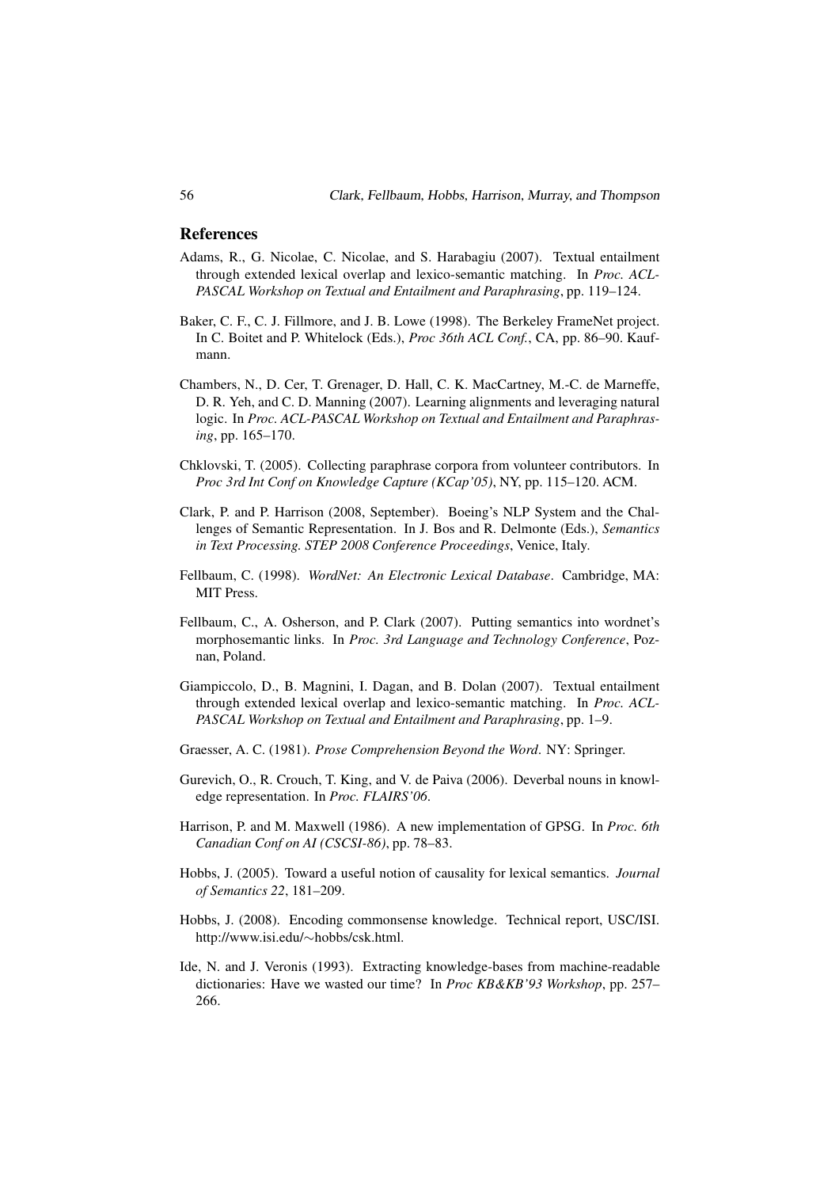## References

Adams, R., G. Nicolae, C. Nicolae, and S. Harabagiu (2007). Textual entailment through extended lexical overlap and lexico-semantic matching. In *Proc. ACL-PASCAL Workshop on Textual and Entailment and Paraphrasing*, pp. 119–124.

Baker, C. F., C. J. Fillmore, and J. B. Lowe (1998). The Berkeley FrameNet project. In C. Boitet and P. Whitelock (Eds.), *Proc 36th ACL Conf.*, CA, pp. 86–90. Kaufmann.

Chambers, N., D. Cer, T. Grenager, D. Hall, C. K. MacCartney, M.-C. de Marneffe, D. R. Yeh, and C. D. Manning (2007). Learning alignments and leveraging natural logic. In *Proc. ACL-PASCAL Workshop on Textual and Entailment and Paraphrasing*, pp. 165–170.

Chklovski, T. (2005). Collecting paraphrase corpora from volunteer contributors. In *Proc 3rd Int Conf on Knowledge Capture (KCap'05)*, NY, pp. 115–120. ACM.

Clark, P. and P. Harrison (2008, September). Boeing's NLP System and the Challenges of Semantic Representation. In J. Bos and R. Delmonte (Eds.), *Semantics in Text Processing. STEP 2008 Conference Proceedings*, Venice, Italy.

Fellbaum, C. (1998). *WordNet: An Electronic Lexical Database*. Cambridge, MA: MIT Press.

Fellbaum, C., A. Osherson, and P. Clark (2007). Putting semantics into wordnet's morphosemantic links. In *Proc. 3rd Language and Technology Conference*, Poznan, Poland.

Giampiccolo, D., B. Magnini, I. Dagan, and B. Dolan (2007). Textual entailment through extended lexical overlap and lexico-semantic matching. In *Proc. ACL-PASCAL Workshop on Textual and Entailment and Paraphrasing*, pp. 1–9.

Graesser, A. C. (1981). *Prose Comprehension Beyond the Word*. NY: Springer.

Gurevich, O., R. Crouch, T. King, and V. de Paiva (2006). Deverbal nouns in knowledge representation. In *Proc. FLAIRS'06*.

Harrison, P. and M. Maxwell (1986). A new implementation of GPSG. In *Proc. 6th Canadian Conf on AI (CSCSI-86)*, pp. 78–83.

Hobbs, J. (2005). Toward a useful notion of causality for lexical semantics. *Journal of Semantics 22*, 181–209.

Hobbs, J. (2008). Encoding commonsense knowledge. Technical report, USC/ISI. http://www.isi.edu/∼hobbs/csk.html.

Ide, N. and J. Veronis (1993). Extracting knowledge-bases from machine-readable dictionaries: Have we wasted our time? In *Proc KB&KB'93 Workshop*, pp. 257–266.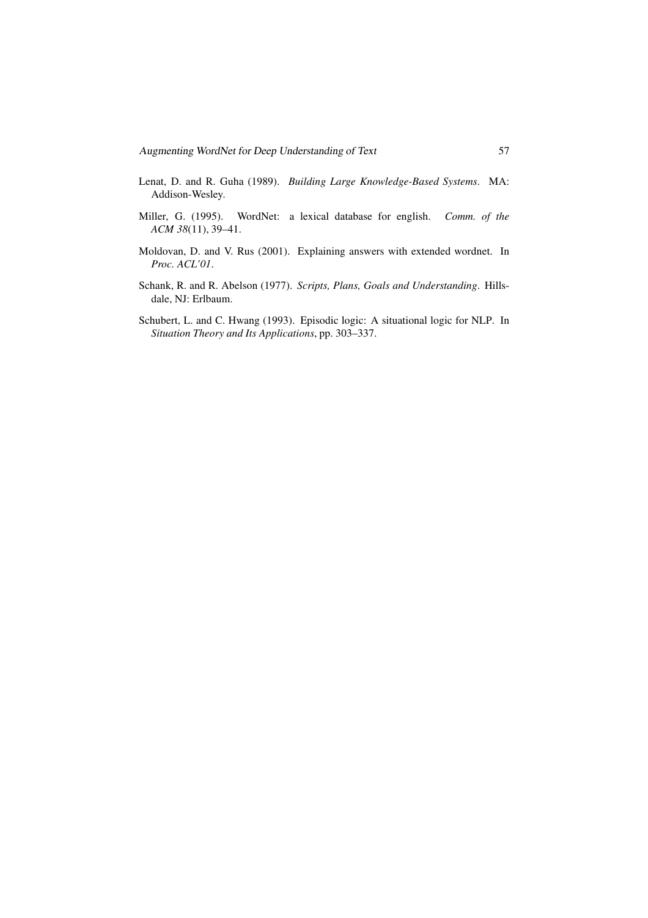Lenat, D. and R. Guha (1989). *Building Large Knowledge-Based Systems*. MA: Addison-Wesley.

Miller, G. (1995). WordNet: a lexical database for english. *Comm. of the ACM 38*(11), 39–41.

Moldovan, D. and V. Rus (2001). Explaining answers with extended wordnet. In *Proc. ACL'01*.

Schank, R. and R. Abelson (1977). *Scripts, Plans, Goals and Understanding*. Hillsdale, NJ: Erlbaum.

Schubert, L. and C. Hwang (1993). Episodic logic: A situational logic for NLP. In *Situation Theory and Its Applications*, pp. 303–337.